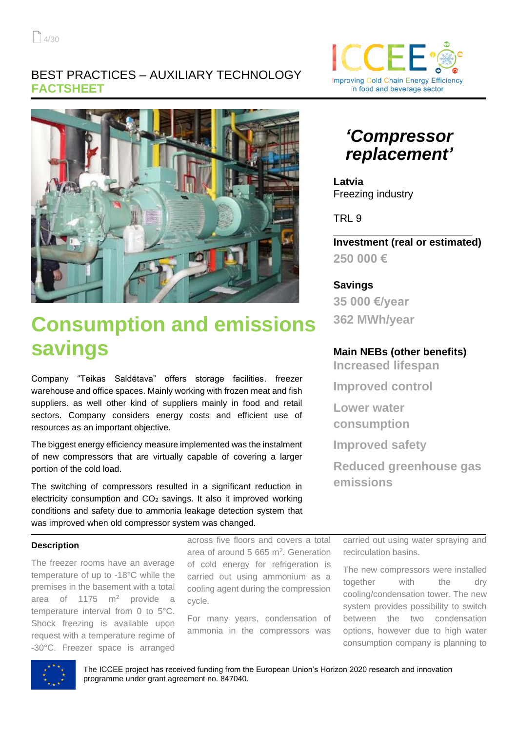BEST PRACTICES – AUXILIARY TECHNOLOGY
**FACTSHEET**

# *'Compressor replacement'*

**Latvia**
Freezing industry

TRL 9

**Investment (real or estimated)**
**250 000 €**

**Savings**
**35 000 €/year**
**362 MWh/year**

**Main NEBs (other benefits)**
**Increased lifespan**
**Improved control**
**Lower water consumption**
**Improved safety**
**Reduced greenhouse gas emissions**

# Consumption and emissions savings

Company "Teikas Saldētava" offers storage facilities. freezer warehouse and office spaces. Mainly working with frozen meat and fish suppliers. as well other kind of suppliers mainly in food and retail sectors. Company considers energy costs and efficient use of resources as an important objective.

The biggest energy efficiency measure implemented was the instalment of new compressors that are virtually capable of covering a larger portion of the cold load.

The switching of compressors resulted in a significant reduction in electricity consumption and $CO_2$ savings. It also improved working conditions and safety due to ammonia leakage detection system that was improved when old compressor system was changed.

## Description

The freezer rooms have an average temperature of up to -18°C while the premises in the basement with a total area of 1175 m² provide a temperature interval from 0 to 5°C. Shock freezing is available upon request with a temperature regime of -30°C. Freezer space is arranged across five floors and covers a total area of around 5 665 m². Generation of cold energy for refrigeration is carried out using ammonium as a cooling agent during the compression cycle.

For many years, condensation of ammonia in the compressors was carried out using water spraying and recirculation basins.

The new compressors were installed together with the dry cooling/condensation tower. The new system provides possibility to switch between the two condensation options, however due to high water consumption company is planning to

The ICCEE project has received funding from the European Union's Horizon 2020 research and innovation programme under grant agreement no. 847040.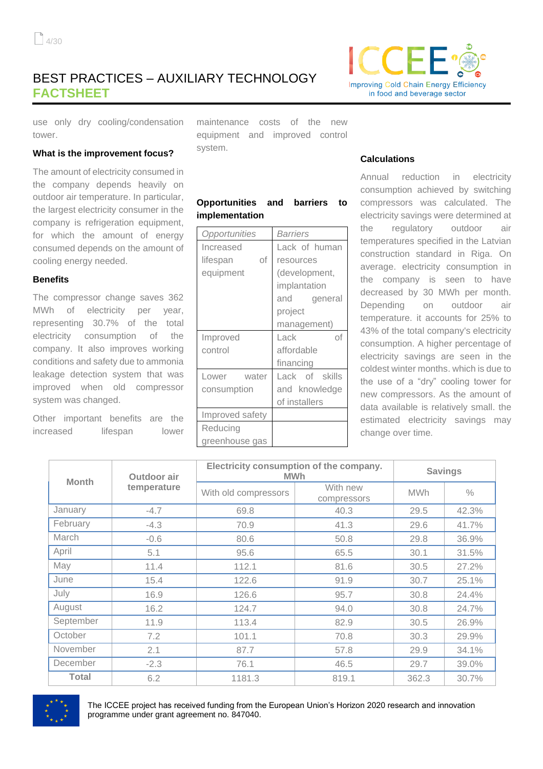# BEST PRACTICES – AUXILIARY TECHNOLOGY

## FACTSHEET

use only dry cooling/condensation tower.

### What is the improvement focus?

The amount of electricity consumed in the company depends heavily on outdoor air temperature. In particular, the largest electricity consumer in the company is refrigeration equipment, for which the amount of energy consumed depends on the amount of cooling energy needed.

### Benefits

The compressor change saves 362 MWh of electricity per year, representing 30.7% of the total electricity consumption of the company. It also improves working conditions and safety due to ammonia leakage detection system that was improved when old compressor system was changed.

Other important benefits are the increased lifespan lower maintenance costs of the new equipment and improved control system.

### Opportunities and barriers to implementation

| *Opportunities* | *Barriers* |
|---|---|
| Increased lifespan of equipment | Lack of human resources (development, implantation and general project management) |
| Improved control | Lack of affordable financing |
| Lower water consumption | Lack of skills and knowledge of installers |
| Improved safety | |
| Reducing greenhouse gas | |

### Calculations

Annual reduction in electricity consumption achieved by switching compressors was calculated. The electricity savings were determined at the regulatory outdoor air temperatures specified in the Latvian construction standard in Riga. On average. electricity consumption in the company is seen to have decreased by 30 MWh per month. Depending on outdoor air temperature. it accounts for 25% to 43% of the total company's electricity consumption. A higher percentage of electricity savings are seen in the coldest winter months. which is due to the use of a “dry” cooling tower for new compressors. As the amount of data available is relatively small. the estimated electricity savings may change over time.

| Month | Outdoor air temperature | Electricity consumption of the company. MWh | | Savings | |
|---|---|---|---|---|---|
| | | With old compressors | With new compressors | MWh | % |
| January | -4.7 | 69.8 | 40.3 | 29.5 | 42.3% |
| February | -4.3 | 70.9 | 41.3 | 29.6 | 41.7% |
| March | -0.6 | 80.6 | 50.8 | 29.8 | 36.9% |
| April | 5.1 | 95.6 | 65.5 | 30.1 | 31.5% |
| May | 11.4 | 112.1 | 81.6 | 30.5 | 27.2% |
| June | 15.4 | 122.6 | 91.9 | 30.7 | 25.1% |
| July | 16.9 | 126.6 | 95.7 | 30.8 | 24.4% |
| August | 16.2 | 124.7 | 94.0 | 30.8 | 24.7% |
| September | 11.9 | 113.4 | 82.9 | 30.5 | 26.9% |
| October | 7.2 | 101.1 | 70.8 | 30.3 | 29.9% |
| November | 2.1 | 87.7 | 57.8 | 29.9 | 34.1% |
| December | -2.3 | 76.1 | 46.5 | 29.7 | 39.0% |
| **Total** | 6.2 | 1181.3 | 819.1 | 362.3 | 30.7% |

The ICCEE project has received funding from the European Union’s Horizon 2020 research and innovation programme under grant agreement no. 847040.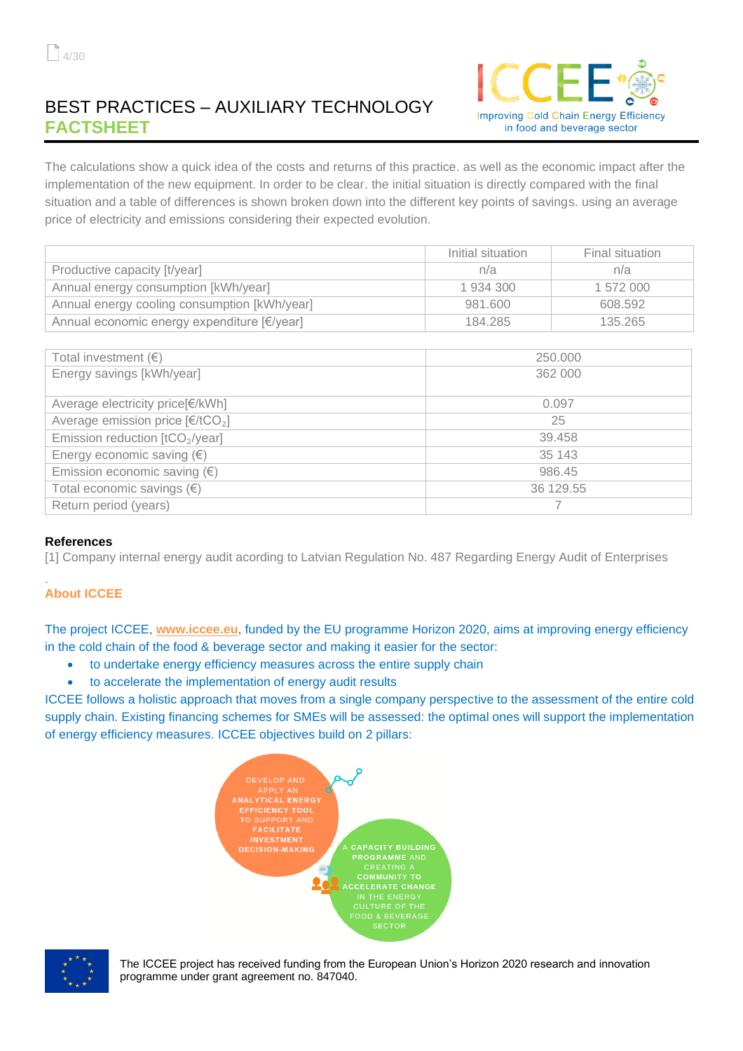# BEST PRACTICES – AUXILIARY TECHNOLOGY
## FACTSHEET

The calculations show a quick idea of the costs and returns of this practice. as well as the economic impact after the implementation of the new equipment. In order to be clear. the initial situation is directly compared with the final situation and a table of differences is shown broken down into the different key points of savings. using an average price of electricity and emissions considering their expected evolution.

| | Initial situation | Final situation |
|---|---|---|
| Productive capacity [t/year] | n/a | n/a |
| Annual energy consumption [kWh/year] | 1 934 300 | 1 572 000 |
| Annual energy cooling consumption [kWh/year] | 981.600 | 608.592 |
| Annual economic energy expenditure [€/year] | 184.285 | 135.265 |

| | |
|---|---|
| Total investment (€) | 250.000 |
| Energy savings [kWh/year] | 362 000 |
| Average electricity price[€/kWh] | 0.097 |
| Average emission price [€/t$CO_2$] | 25 |
| Emission reduction [t$CO_2$/year] | 39.458 |
| Energy economic saving (€) | 35 143 |
| Emission economic saving (€) | 986.45 |
| Total economic savings (€) | 36 129.55 |
| Return period (years) | 7 |

**References**

[1] Company internal energy audit acording to Latvian Regulation No. 487 Regarding Energy Audit of Enterprises

.

**About ICCEE**

The project ICCEE, **www.iccee.eu**, funded by the EU programme Horizon 2020, aims at improving energy efficiency in the cold chain of the food & beverage sector and making it easier for the sector:

- to undertake energy efficiency measures across the entire supply chain
- to accelerate the implementation of energy audit results

ICCEE follows a holistic approach that moves from a single company perspective to the assessment of the entire cold supply chain. Existing financing schemes for SMEs will be assessed: the optimal ones will support the implementation of energy efficiency measures. ICCEE objectives build on 2 pillars:

DEVELOP AND APPLY AN ANALYTICAL ENERGY EFFICIENCY TOOL TO SUPPORT AND FACILITATE INVESTMENT DECISION-MAKING

A CAPACITY BUILDING PROGRAMME AND CREATING A COMMUNITY TO ACCELERATE CHANGE IN THE ENERGY CULTURE OF THE FOOD & BEVERAGE SECTOR

The ICCEE project has received funding from the European Union's Horizon 2020 research and innovation programme under grant agreement no. 847040.